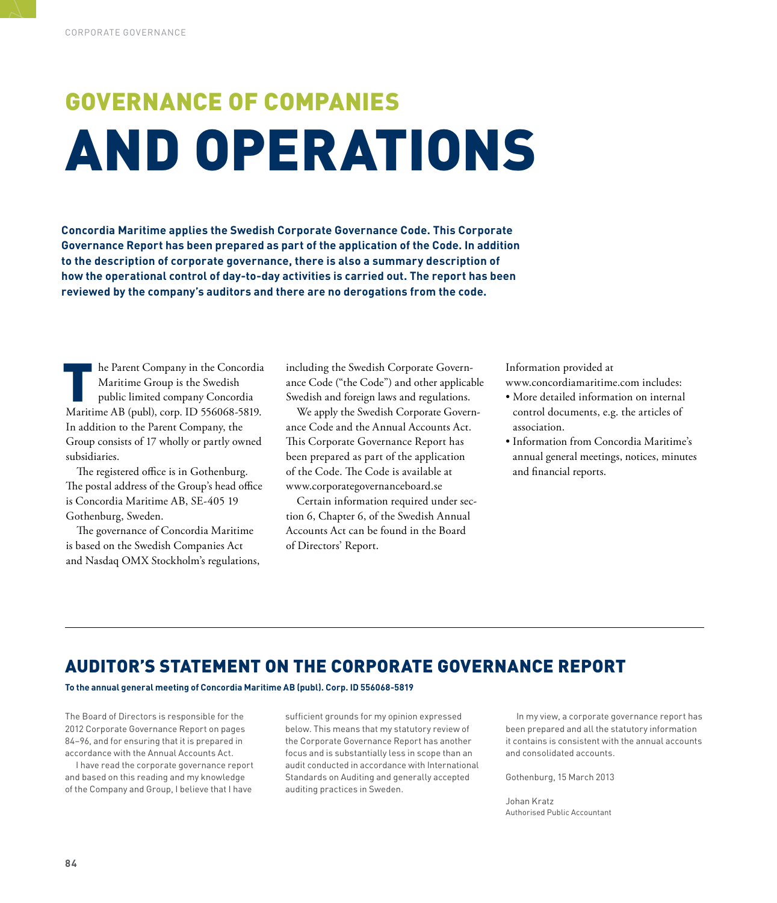# GOVERNANCE OF COMPANIES AND OPERATIONS

**Concordia Maritime applies the Swedish Corporate Governance Code. This Corporate Governance Report has been prepared as part of the application of the Code. In addition to the description of corporate governance, there is also a summary description of how the operational control of day-to-day activities is carried out. The report has been reviewed by the company's auditors and there are no derogations from the code.**

The Parent Company in the Concordia Maritime Group is the Swedish public limited company Concordia Maritime AB (publ), corp. ID 556068-5819. In addition to the Parent Company, the Group consists of 17 wholly or partly owned subsidiaries.

The registered office is in Gothenburg. The postal address of the Group's head office is Concordia Maritime AB, SE-405 19 Gothenburg, Sweden.

The governance of Concordia Maritime is based on the Swedish Companies Act and Nasdaq OMX Stockholm's regulations, including the Swedish Corporate Governance Code ("the Code") and other applicable Swedish and foreign laws and regulations.

We apply the Swedish Corporate Governance Code and the Annual Accounts Act. This Corporate Governance Report has been prepared as part of the application of the Code. The Code is available at www.corporategovernanceboard.se

Certain information required under section 6, Chapter 6, of the Swedish Annual Accounts Act can be found in the Board of Directors' Report.

Information provided at www.concordiamaritime.com includes:

- More detailed information on internal control documents, e.g. the articles of association.
- Information from Concordia Maritime's annual general meetings, notices, minutes and financial reports.

## AUDITOR'S STATEMENT ON THE CORPORATE GOVERNANCE REPORT

**To the annual general meeting of Concordia Maritime AB (publ). Corp. ID 556068-5819**

The Board of Directors is responsible for the 2012 Corporate Governance Report on pages 84–96, and for ensuring that it is prepared in accordance with the Annual Accounts Act.

I have read the corporate governance report and based on this reading and my knowledge of the Company and Group, I believe that I have sufficient grounds for my opinion expressed below. This means that my statutory review of the Corporate Governance Report has another focus and is substantially less in scope than an audit conducted in accordance with International Standards on Auditing and generally accepted auditing practices in Sweden.

In my view, a corporate governance report has been prepared and all the statutory information it contains is consistent with the annual accounts and consolidated accounts.

Gothenburg, 15 March 2013

Johan Kratz
Authorised Public Accountant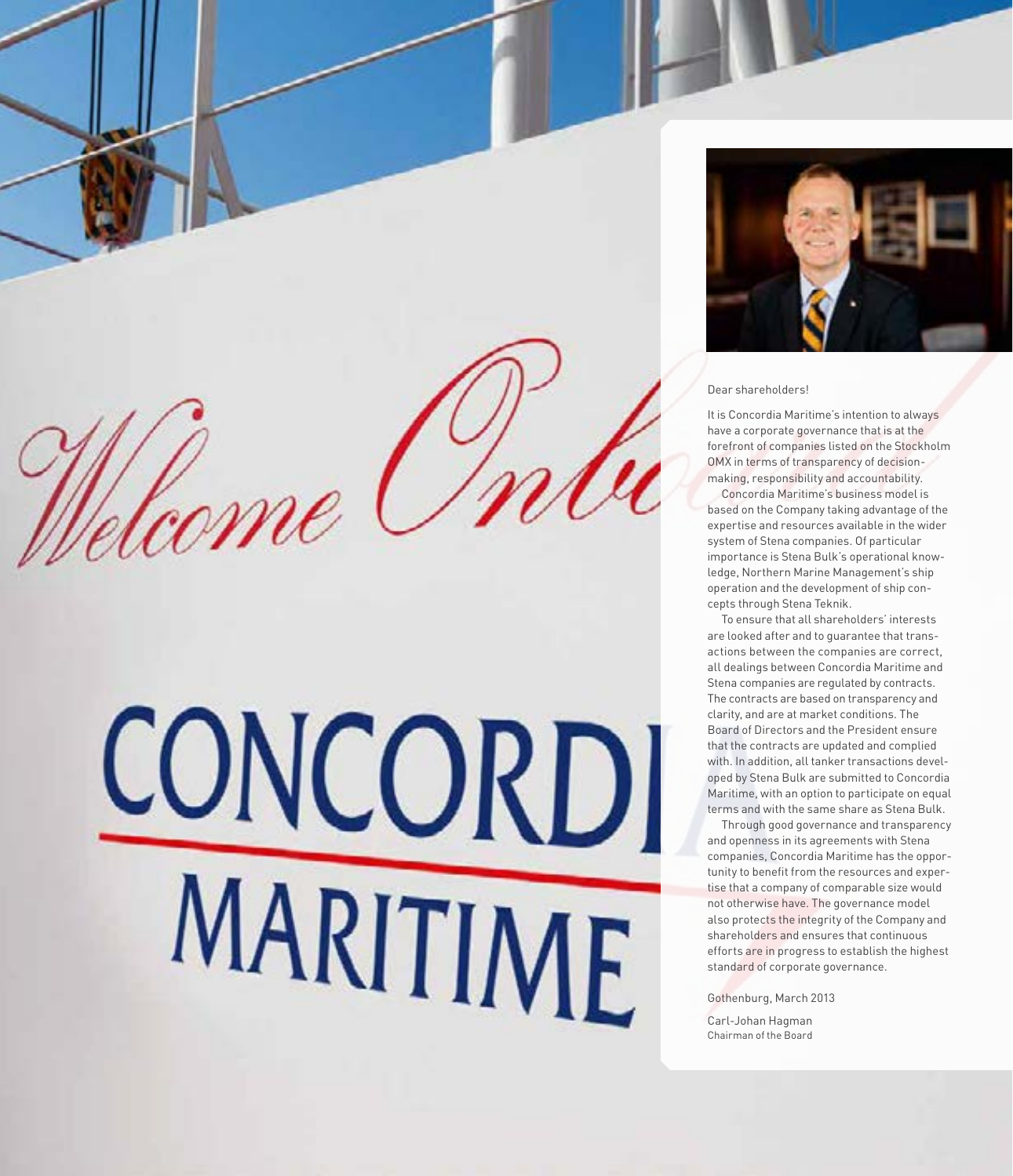Dear shareholders!

It is Concordia Maritime's intention to always have a corporate governance that is at the forefront of companies listed on the Stockholm OMX in terms of transparency of decision-making, responsibility and accountability.

Concordia Maritime's business model is based on the Company taking advantage of the expertise and resources available in the wider system of Stena companies. Of particular importance is Stena Bulk's operational knowledge, Northern Marine Management's ship operation and the development of ship concepts through Stena Teknik.

To ensure that all shareholders' interests are looked after and to guarantee that transactions between the companies are correct, all dealings between Concordia Maritime and Stena companies are regulated by contracts. The contracts are based on transparency and clarity, and are at market conditions. The Board of Directors and the President ensure that the contracts are updated and complied with. In addition, all tanker transactions developed by Stena Bulk are submitted to Concordia Maritime, with an option to participate on equal terms and with the same share as Stena Bulk.

Through good governance and transparency and openness in its agreements with Stena companies, Concordia Maritime has the opportunity to benefit from the resources and expertise that a company of comparable size would not otherwise have. The governance model also protects the integrity of the Company and shareholders and ensures that continuous efforts are in progress to establish the highest standard of corporate governance.

Gothenburg, March 2013

Carl-Johan Hagman
Chairman of the Board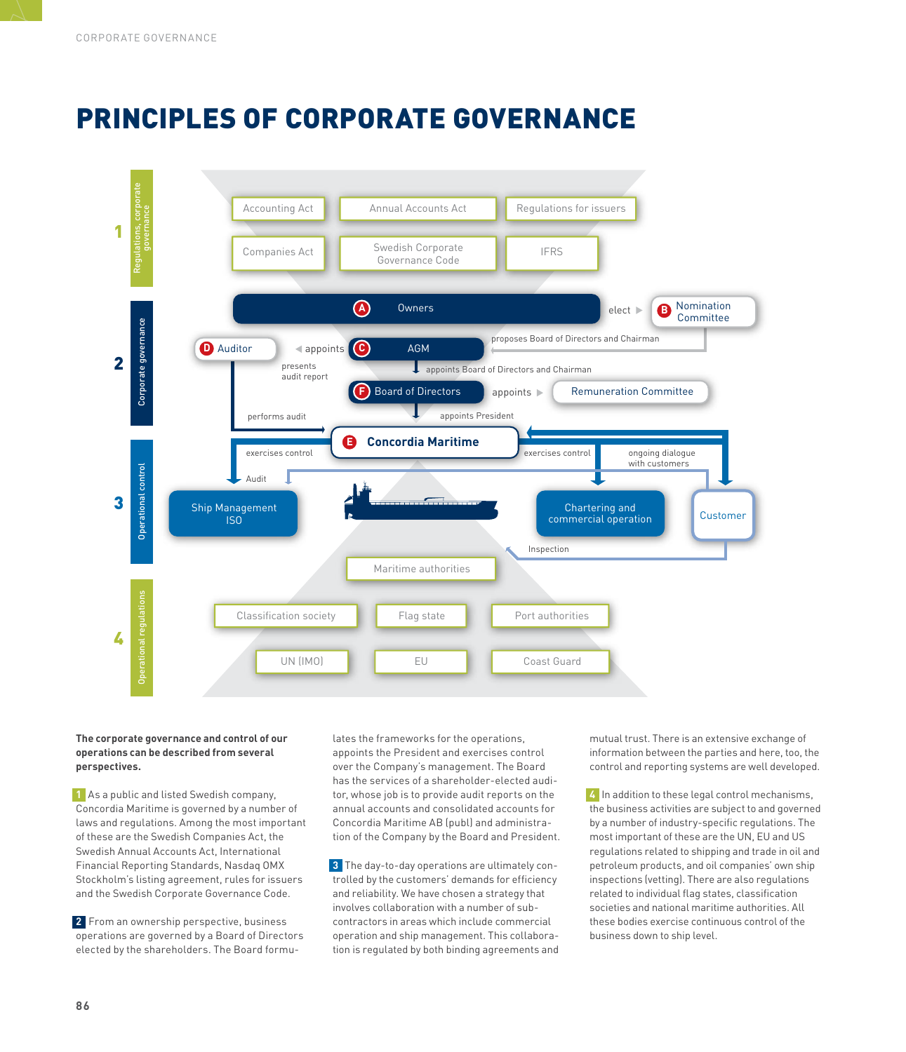# PRINCIPLES OF CORPORATE GOVERNANCE

**1 Regulations, corporate governance**

- Accounting Act
- Annual Accounts Act
- Regulations for issuers
- Companies Act
- Swedish Corporate Governance Code
- IFRS

**2 Corporate governance**

- A Owners — elect ▶ B Nomination Committee
- B Nomination Committee — proposes Board of Directors and Chairman → C AGM
- C AGM — appoints ▶ D Auditor
- D Auditor — presents audit report
- C AGM — appoints Board of Directors and Chairman → F Board of Directors
- F Board of Directors — appoints ▶ Remuneration Committee
- F Board of Directors — appoints President → E Concordia Maritime
- D Auditor — performs audit → E Concordia Maritime

**3 Operational control**

- E Concordia Maritime — exercises control → Ship Management ISO
- E Concordia Maritime — exercises control → Chartering and commercial operation
- Customer — ongoing dialogue with customers → Concordia Maritime
- Customer — Audit → Ship Management ISO
- Customer — Inspection

**4 Operational regulations**

- Maritime authorities
- Classification society
- Flag state
- Port authorities
- UN (IMO)
- EU
- Coast Guard

**The corporate governance and control of our operations can be described from several perspectives.**

**1** As a public and listed Swedish company, Concordia Maritime is governed by a number of laws and regulations. Among the most important of these are the Swedish Companies Act, the Swedish Annual Accounts Act, International Financial Reporting Standards, Nasdaq OMX Stockholm's listing agreement, rules for issuers and the Swedish Corporate Governance Code.

**2** From an ownership perspective, business operations are governed by a Board of Directors elected by the shareholders. The Board formulates the frameworks for the operations, appoints the President and exercises control over the Company's management. The Board has the services of a shareholder-elected auditor, whose job is to provide audit reports on the annual accounts and consolidated accounts for Concordia Maritime AB (publ) and administration of the Company by the Board and President.

**3** The day-to-day operations are ultimately controlled by the customers' demands for efficiency and reliability. We have chosen a strategy that involves collaboration with a number of subcontractors in areas which include commercial operation and ship management. This collaboration is regulated by both binding agreements and mutual trust. There is an extensive exchange of information between the parties and here, too, the control and reporting systems are well developed.

**4** In addition to these legal control mechanisms, the business activities are subject to and governed by a number of industry-specific regulations. The most important of these are the UN, EU and US regulations related to shipping and trade in oil and petroleum products, and oil companies' own ship inspections (vetting). There are also regulations related to individual flag states, classification societies and national maritime authorities. All these bodies exercise continuous control of the business down to ship level.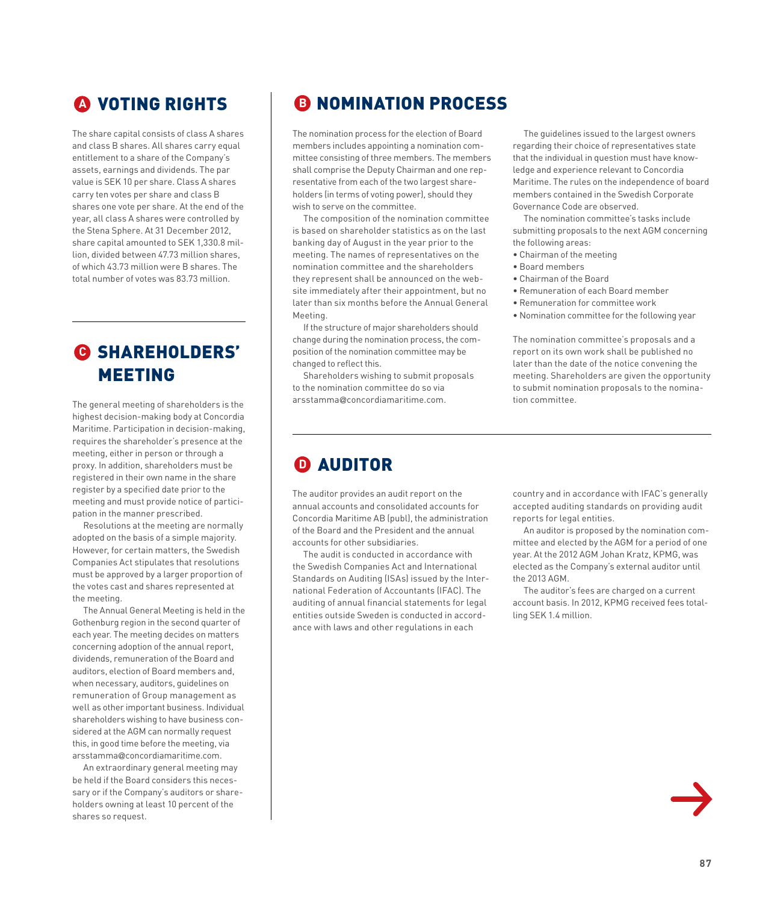## A VOTING RIGHTS

The share capital consists of class A shares and class B shares. All shares carry equal entitlement to a share of the Company's assets, earnings and dividends. The par value is SEK 10 per share. Class A shares carry ten votes per share and class B shares one vote per share. At the end of the year, all class A shares were controlled by the Stena Sphere. At 31 December 2012, share capital amounted to SEK 1,330.8 million, divided between 47.73 million shares, of which 43.73 million were B shares. The total number of votes was 83.73 million.

## C SHAREHOLDERS' MEETING

The general meeting of shareholders is the highest decision-making body at Concordia Maritime. Participation in decision-making, requires the shareholder's presence at the meeting, either in person or through a proxy. In addition, shareholders must be registered in their own name in the share register by a specified date prior to the meeting and must provide notice of participation in the manner prescribed.

Resolutions at the meeting are normally adopted on the basis of a simple majority. However, for certain matters, the Swedish Companies Act stipulates that resolutions must be approved by a larger proportion of the votes cast and shares represented at the meeting.

The Annual General Meeting is held in the Gothenburg region in the second quarter of each year. The meeting decides on matters concerning adoption of the annual report, dividends, remuneration of the Board and auditors, election of Board members and, when necessary, auditors, guidelines on remuneration of Group management as well as other important business. Individual shareholders wishing to have business considered at the AGM can normally request this, in good time before the meeting, via arsstamma@concordiamaritime.com.

An extraordinary general meeting may be held if the Board considers this necessary or if the Company's auditors or shareholders owning at least 10 percent of the shares so request.

## B NOMINATION PROCESS

The nomination process for the election of Board members includes appointing a nomination committee consisting of three members. The members shall comprise the Deputy Chairman and one representative from each of the two largest shareholders (in terms of voting power), should they wish to serve on the committee.

The composition of the nomination committee is based on shareholder statistics as on the last banking day of August in the year prior to the meeting. The names of representatives on the nomination committee and the shareholders they represent shall be announced on the website immediately after their appointment, but no later than six months before the Annual General Meeting.

If the structure of major shareholders should change during the nomination process, the composition of the nomination committee may be changed to reflect this.

Shareholders wishing to submit proposals to the nomination committee do so via arsstamma@concordiamaritime.com.

The guidelines issued to the largest owners regarding their choice of representatives state that the individual in question must have knowledge and experience relevant to Concordia Maritime. The rules on the independence of board members contained in the Swedish Corporate Governance Code are observed.

The nomination committee's tasks include submitting proposals to the next AGM concerning the following areas:

- Chairman of the meeting
- Board members
- Chairman of the Board
- Remuneration of each Board member
- Remuneration for committee work
- Nomination committee for the following year

The nomination committee's proposals and a report on its own work shall be published no later than the date of the notice convening the meeting. Shareholders are given the opportunity to submit nomination proposals to the nomination committee.

## D AUDITOR

The auditor provides an audit report on the annual accounts and consolidated accounts for Concordia Maritime AB (publ), the administration of the Board and the President and the annual accounts for other subsidiaries.

The audit is conducted in accordance with the Swedish Companies Act and International Standards on Auditing (ISAs) issued by the International Federation of Accountants (IFAC). The auditing of annual financial statements for legal entities outside Sweden is conducted in accordance with laws and other regulations in each country and in accordance with IFAC's generally accepted auditing standards on providing audit reports for legal entities.

An auditor is proposed by the nomination committee and elected by the AGM for a period of one year. At the 2012 AGM Johan Kratz, KPMG, was elected as the Company's external auditor until the 2013 AGM.

The auditor's fees are charged on a current account basis. In 2012, KPMG received fees totalling SEK 1.4 million.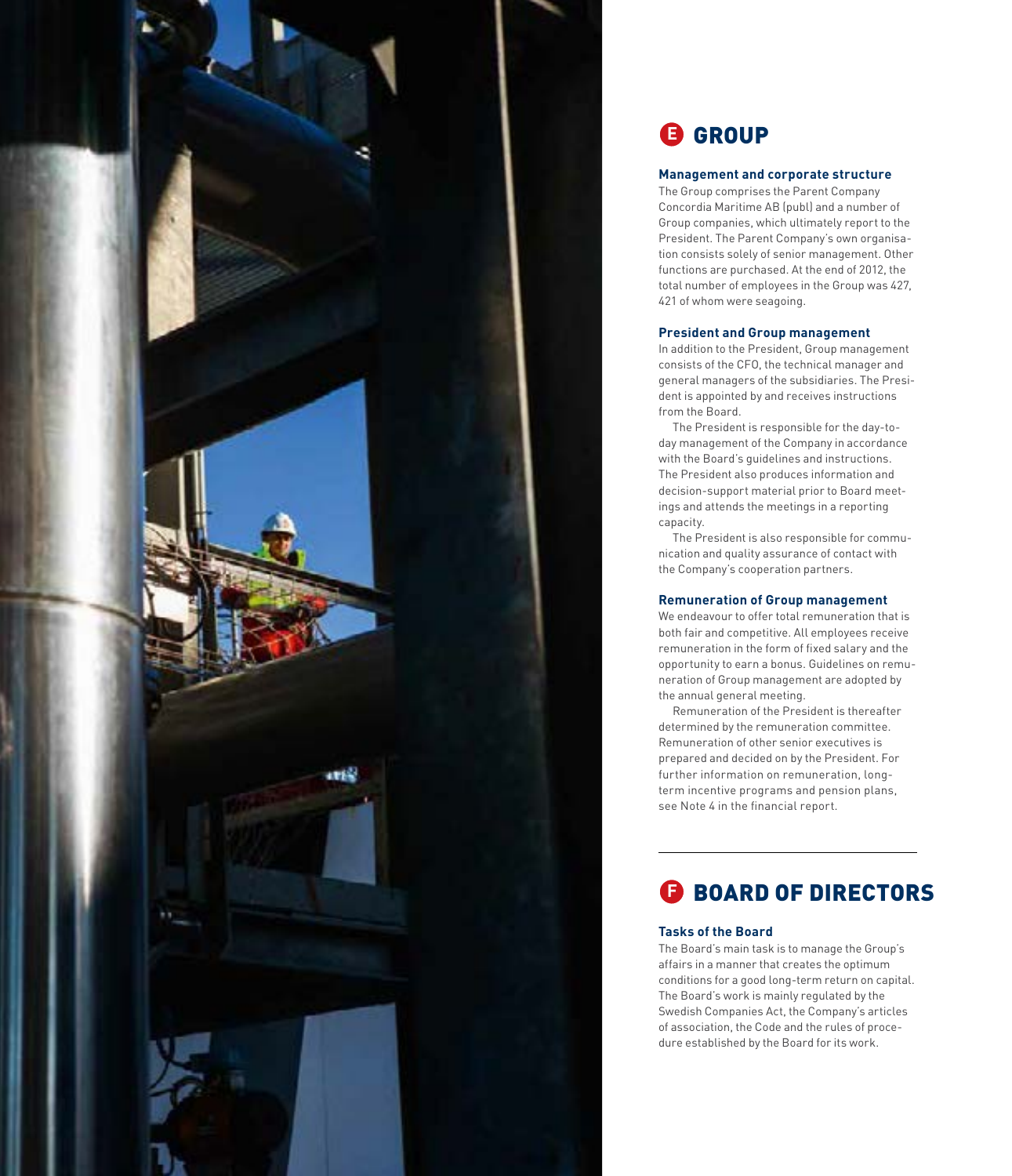## E GROUP

### Management and corporate structure

The Group comprises the Parent Company Concordia Maritime AB (publ) and a number of Group companies, which ultimately report to the President. The Parent Company's own organisation consists solely of senior management. Other functions are purchased. At the end of 2012, the total number of employees in the Group was 427, 421 of whom were seagoing.

### President and Group management

In addition to the President, Group management consists of the CFO, the technical manager and general managers of the subsidiaries. The President is appointed by and receives instructions from the Board.

The President is responsible for the day-to-day management of the Company in accordance with the Board's guidelines and instructions. The President also produces information and decision-support material prior to Board meetings and attends the meetings in a reporting capacity.

The President is also responsible for communication and quality assurance of contact with the Company's cooperation partners.

### Remuneration of Group management

We endeavour to offer total remuneration that is both fair and competitive. All employees receive remuneration in the form of fixed salary and the opportunity to earn a bonus. Guidelines on remuneration of Group management are adopted by the annual general meeting.

Remuneration of the President is thereafter determined by the remuneration committee. Remuneration of other senior executives is prepared and decided on by the President. For further information on remuneration, long-term incentive programs and pension plans, see Note 4 in the financial report.

## F BOARD OF DIRECTORS

### Tasks of the Board

The Board's main task is to manage the Group's affairs in a manner that creates the optimum conditions for a good long-term return on capital. The Board's work is mainly regulated by the Swedish Companies Act, the Company's articles of association, the Code and the rules of procedure established by the Board for its work.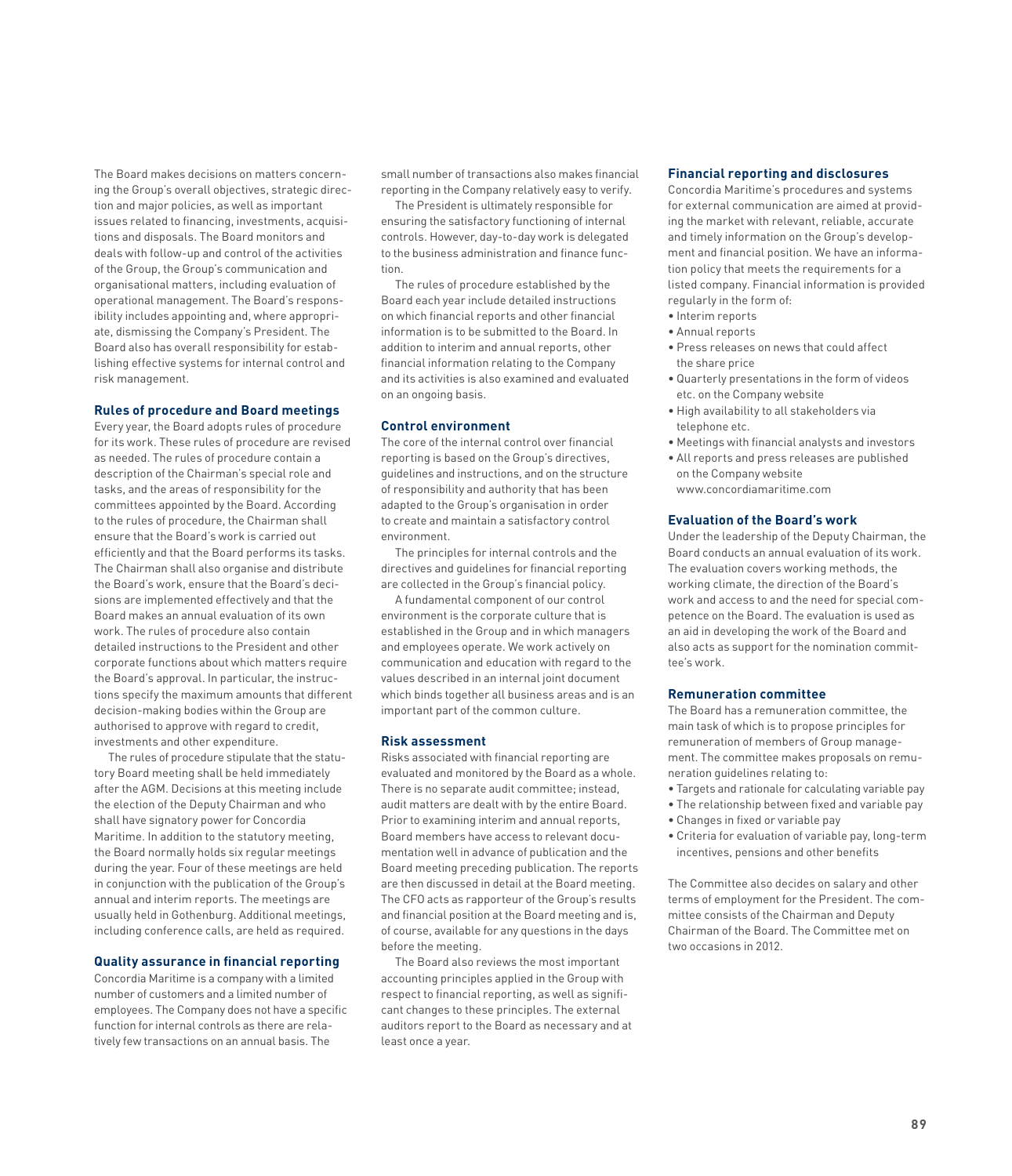The Board makes decisions on matters concerning the Group's overall objectives, strategic direction and major policies, as well as important issues related to financing, investments, acquisitions and disposals. The Board monitors and deals with follow-up and control of the activities of the Group, the Group's communication and organisational matters, including evaluation of operational management. The Board's responsibility includes appointing and, where appropriate, dismissing the Company's President. The Board also has overall responsibility for establishing effective systems for internal control and risk management.

### Rules of procedure and Board meetings

Every year, the Board adopts rules of procedure for its work. These rules of procedure are revised as needed. The rules of procedure contain a description of the Chairman's special role and tasks, and the areas of responsibility for the committees appointed by the Board. According to the rules of procedure, the Chairman shall ensure that the Board's work is carried out efficiently and that the Board performs its tasks. The Chairman shall also organise and distribute the Board's work, ensure that the Board's decisions are implemented effectively and that the Board makes an annual evaluation of its own work. The rules of procedure also contain detailed instructions to the President and other corporate functions about which matters require the Board's approval. In particular, the instructions specify the maximum amounts that different decision-making bodies within the Group are authorised to approve with regard to credit, investments and other expenditure.

The rules of procedure stipulate that the statutory Board meeting shall be held immediately after the AGM. Decisions at this meeting include the election of the Deputy Chairman and who shall have signatory power for Concordia Maritime. In addition to the statutory meeting, the Board normally holds six regular meetings during the year. Four of these meetings are held in conjunction with the publication of the Group's annual and interim reports. The meetings are usually held in Gothenburg. Additional meetings, including conference calls, are held as required.

### Quality assurance in financial reporting

Concordia Maritime is a company with a limited number of customers and a limited number of employees. The Company does not have a specific function for internal controls as there are relatively few transactions on an annual basis. The small number of transactions also makes financial reporting in the Company relatively easy to verify.

The President is ultimately responsible for ensuring the satisfactory functioning of internal controls. However, day-to-day work is delegated to the business administration and finance function.

The rules of procedure established by the Board each year include detailed instructions on which financial reports and other financial information is to be submitted to the Board. In addition to interim and annual reports, other financial information relating to the Company and its activities is also examined and evaluated on an ongoing basis.

### Control environment

The core of the internal control over financial reporting is based on the Group's directives, guidelines and instructions, and on the structure of responsibility and authority that has been adapted to the Group's organisation in order to create and maintain a satisfactory control environment.

The principles for internal controls and the directives and guidelines for financial reporting are collected in the Group's financial policy.

A fundamental component of our control environment is the corporate culture that is established in the Group and in which managers and employees operate. We work actively on communication and education with regard to the values described in an internal joint document which binds together all business areas and is an important part of the common culture.

### Risk assessment

Risks associated with financial reporting are evaluated and monitored by the Board as a whole. There is no separate audit committee; instead, audit matters are dealt with by the entire Board. Prior to examining interim and annual reports, Board members have access to relevant documentation well in advance of publication and the Board meeting preceding publication. The reports are then discussed in detail at the Board meeting. The CFO acts as rapporteur of the Group's results and financial position at the Board meeting and is, of course, available for any questions in the days before the meeting.

The Board also reviews the most important accounting principles applied in the Group with respect to financial reporting, as well as significant changes to these principles. The external auditors report to the Board as necessary and at least once a year.

### Financial reporting and disclosures

Concordia Maritime's procedures and systems for external communication are aimed at providing the market with relevant, reliable, accurate and timely information on the Group's development and financial position. We have an information policy that meets the requirements for a listed company. Financial information is provided regularly in the form of:

- Interim reports
- Annual reports
- Press releases on news that could affect the share price
- Quarterly presentations in the form of videos etc. on the Company website
- High availability to all stakeholders via telephone etc.
- Meetings with financial analysts and investors
- All reports and press releases are published on the Company website www.concordiamaritime.com

### Evaluation of the Board's work

Under the leadership of the Deputy Chairman, the Board conducts an annual evaluation of its work. The evaluation covers working methods, the working climate, the direction of the Board's work and access to and the need for special competence on the Board. The evaluation is used as an aid in developing the work of the Board and also acts as support for the nomination committee's work.

### Remuneration committee

The Board has a remuneration committee, the main task of which is to propose principles for remuneration of members of Group management. The committee makes proposals on remuneration guidelines relating to:

- Targets and rationale for calculating variable pay
- The relationship between fixed and variable pay
- Changes in fixed or variable pay
- Criteria for evaluation of variable pay, long-term incentives, pensions and other benefits

The Committee also decides on salary and other terms of employment for the President. The committee consists of the Chairman and Deputy Chairman of the Board. The Committee met on two occasions in 2012.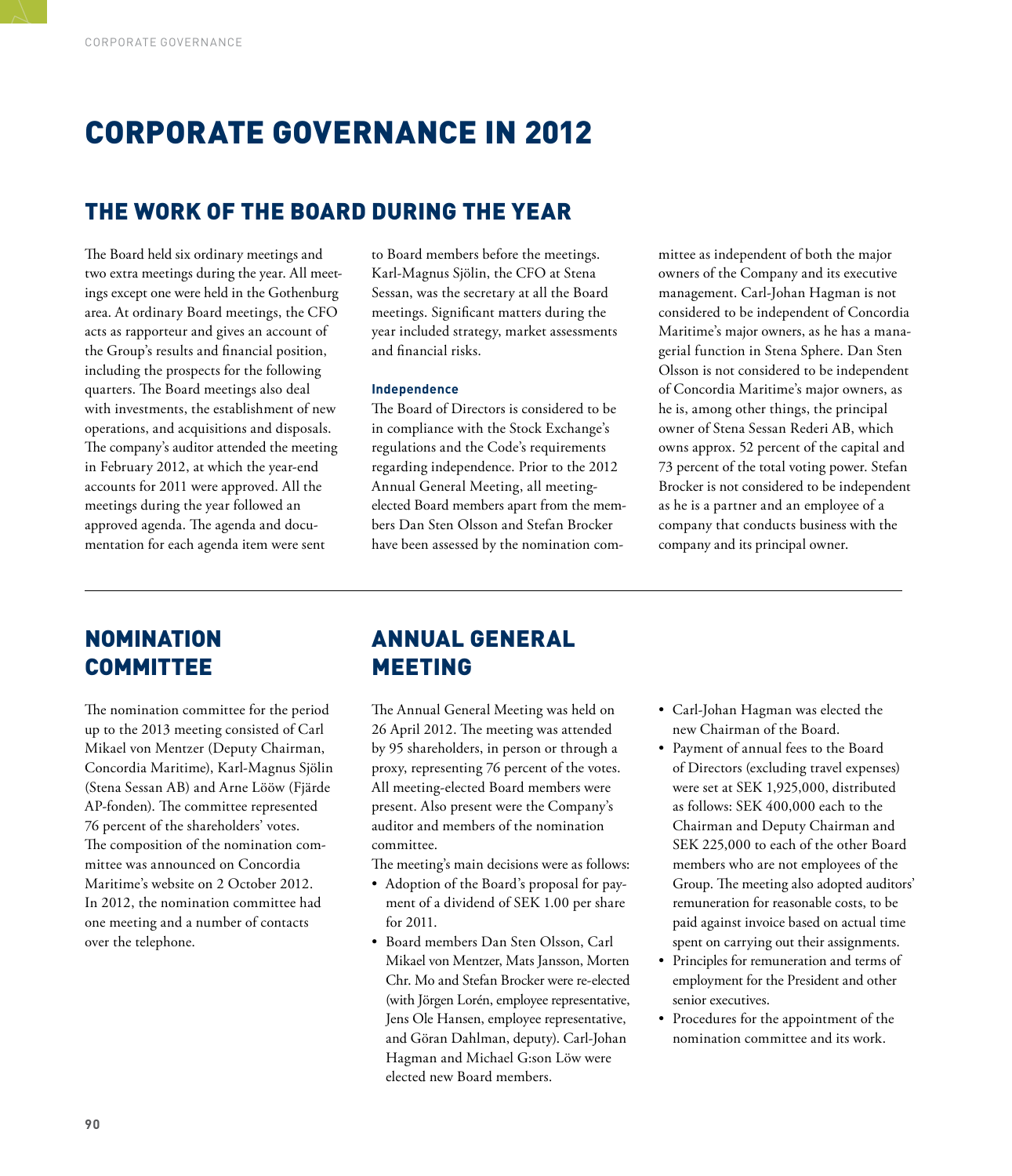# CORPORATE GOVERNANCE IN 2012

## THE WORK OF THE BOARD DURING THE YEAR

The Board held six ordinary meetings and two extra meetings during the year. All meetings except one were held in the Gothenburg area. At ordinary Board meetings, the CFO acts as rapporteur and gives an account of the Group's results and financial position, including the prospects for the following quarters. The Board meetings also deal with investments, the establishment of new operations, and acquisitions and disposals. The company's auditor attended the meeting in February 2012, at which the year-end accounts for 2011 were approved. All the meetings during the year followed an approved agenda. The agenda and documentation for each agenda item were sent to Board members before the meetings. Karl-Magnus Sjölin, the CFO at Stena Sessan, was the secretary at all the Board meetings. Significant matters during the year included strategy, market assessments and financial risks.

### Independence

The Board of Directors is considered to be in compliance with the Stock Exchange's regulations and the Code's requirements regarding independence. Prior to the 2012 Annual General Meeting, all meeting-elected Board members apart from the members Dan Sten Olsson and Stefan Brocker have been assessed by the nomination committee as independent of both the major owners of the Company and its executive management. Carl-Johan Hagman is not considered to be independent of Concordia Maritime's major owners, as he has a managerial function in Stena Sphere. Dan Sten Olsson is not considered to be independent of Concordia Maritime's major owners, as he is, among other things, the principal owner of Stena Sessan Rederi AB, which owns approx. 52 percent of the capital and 73 percent of the total voting power. Stefan Brocker is not considered to be independent as he is a partner and an employee of a company that conducts business with the company and its principal owner.

## NOMINATION COMMITTEE

The nomination committee for the period up to the 2013 meeting consisted of Carl Mikael von Mentzer (Deputy Chairman, Concordia Maritime), Karl-Magnus Sjölin (Stena Sessan AB) and Arne Lööw (Fjärde AP-fonden). The committee represented 76 percent of the shareholders' votes. The composition of the nomination committee was announced on Concordia Maritime's website on 2 October 2012. In 2012, the nomination committee had one meeting and a number of contacts over the telephone.

## ANNUAL GENERAL MEETING

The Annual General Meeting was held on 26 April 2012. The meeting was attended by 95 shareholders, in person or through a proxy, representing 76 percent of the votes. All meeting-elected Board members were present. Also present were the Company's auditor and members of the nomination committee.

The meeting's main decisions were as follows:

- Adoption of the Board's proposal for payment of a dividend of SEK 1.00 per share for 2011.
- Board members Dan Sten Olsson, Carl Mikael von Mentzer, Mats Jansson, Morten Chr. Mo and Stefan Brocker were re-elected (with Jörgen Lorén, employee representative, Jens Ole Hansen, employee representative, and Göran Dahlman, deputy). Carl-Johan Hagman and Michael G:son Löw were elected new Board members.
- Carl-Johan Hagman was elected the new Chairman of the Board.
- Payment of annual fees to the Board of Directors (excluding travel expenses) were set at SEK 1,925,000, distributed as follows: SEK 400,000 each to the Chairman and Deputy Chairman and SEK 225,000 to each of the other Board members who are not employees of the Group. The meeting also adopted auditors' remuneration for reasonable costs, to be paid against invoice based on actual time spent on carrying out their assignments.
- Principles for remuneration and terms of employment for the President and other senior executives.
- Procedures for the appointment of the nomination committee and its work.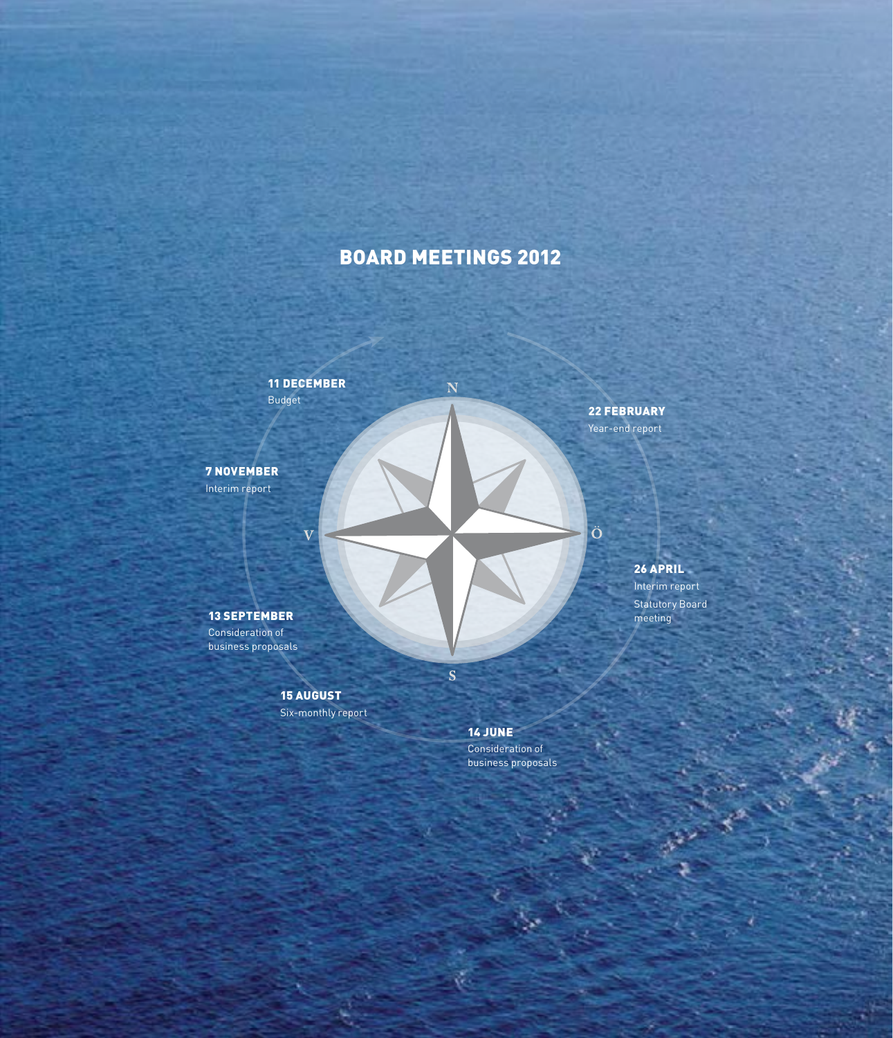## BOARD MEETINGS 2012

**22 FEBRUARY**
Year-end report

**26 APRIL**
Interim report
Statutory Board meeting

**14 JUNE**
Consideration of business proposals

**15 AUGUST**
Six-monthly report

**13 SEPTEMBER**
Consideration of business proposals

**7 NOVEMBER**
Interim report

**11 DECEMBER**
Budget

N
Ö
S
V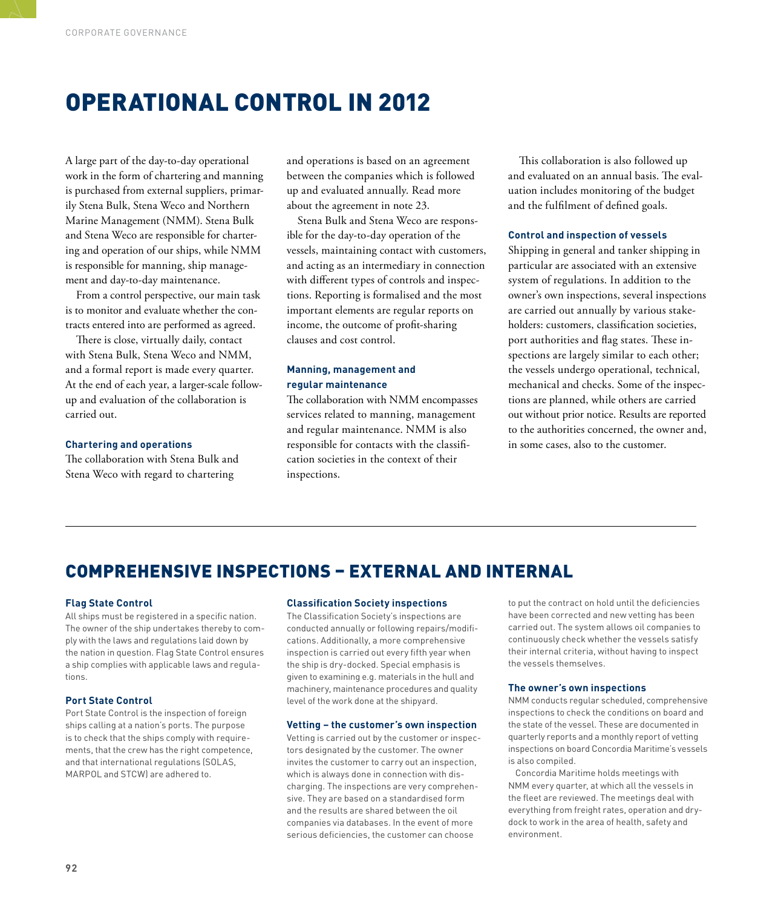# OPERATIONAL CONTROL IN 2012

A large part of the day-to-day operational work in the form of chartering and manning is purchased from external suppliers, primarily Stena Bulk, Stena Weco and Northern Marine Management (NMM). Stena Bulk and Stena Weco are responsible for chartering and operation of our ships, while NMM is responsible for manning, ship management and day-to-day maintenance.

From a control perspective, our main task is to monitor and evaluate whether the contracts entered into are performed as agreed.

There is close, virtually daily, contact with Stena Bulk, Stena Weco and NMM, and a formal report is made every quarter. At the end of each year, a larger-scale follow-up and evaluation of the collaboration is carried out.

### Chartering and operations

The collaboration with Stena Bulk and Stena Weco with regard to chartering and operations is based on an agreement between the companies which is followed up and evaluated annually. Read more about the agreement in note 23.

Stena Bulk and Stena Weco are responsible for the day-to-day operation of the vessels, maintaining contact with customers, and acting as an intermediary in connection with different types of controls and inspections. Reporting is formalised and the most important elements are regular reports on income, the outcome of profit-sharing clauses and cost control.

### Manning, management and regular maintenance

The collaboration with NMM encompasses services related to manning, management and regular maintenance. NMM is also responsible for contacts with the classification societies in the context of their inspections.

This collaboration is also followed up and evaluated on an annual basis. The evaluation includes monitoring of the budget and the fulfilment of defined goals.

### Control and inspection of vessels

Shipping in general and tanker shipping in particular are associated with an extensive system of regulations. In addition to the owner's own inspections, several inspections are carried out annually by various stakeholders: customers, classification societies, port authorities and flag states. These inspections are largely similar to each other; the vessels undergo operational, technical, mechanical and checks. Some of the inspections are planned, while others are carried out without prior notice. Results are reported to the authorities concerned, the owner and, in some cases, also to the customer.

# COMPREHENSIVE INSPECTIONS – EXTERNAL AND INTERNAL

### Flag State Control

All ships must be registered in a specific nation. The owner of the ship undertakes thereby to comply with the laws and regulations laid down by the nation in question. Flag State Control ensures a ship complies with applicable laws and regulations.

### Port State Control

Port State Control is the inspection of foreign ships calling at a nation's ports. The purpose is to check that the ships comply with requirements, that the crew has the right competence, and that international regulations (SOLAS, MARPOL and STCW) are adhered to.

### Classification Society inspections

The Classification Society's inspections are conducted annually or following repairs/modifications. Additionally, a more comprehensive inspection is carried out every fifth year when the ship is dry-docked. Special emphasis is given to examining e.g. materials in the hull and machinery, maintenance procedures and quality level of the work done at the shipyard.

### Vetting – the customer's own inspection

Vetting is carried out by the customer or inspectors designated by the customer. The owner invites the customer to carry out an inspection, which is always done in connection with discharging. The inspections are very comprehensive. They are based on a standardised form and the results are shared between the oil companies via databases. In the event of more serious deficiencies, the customer can choose to put the contract on hold until the deficiencies have been corrected and new vetting has been carried out. The system allows oil companies to continuously check whether the vessels satisfy their internal criteria, without having to inspect the vessels themselves.

### The owner's own inspections

NMM conducts regular scheduled, comprehensive inspections to check the conditions on board and the state of the vessel. These are documented in quarterly reports and a monthly report of vetting inspections on board Concordia Maritime's vessels is also compiled.

Concordia Maritime holds meetings with NMM every quarter, at which all the vessels in the fleet are reviewed. The meetings deal with everything from freight rates, operation and dry-dock to work in the area of health, safety and environment.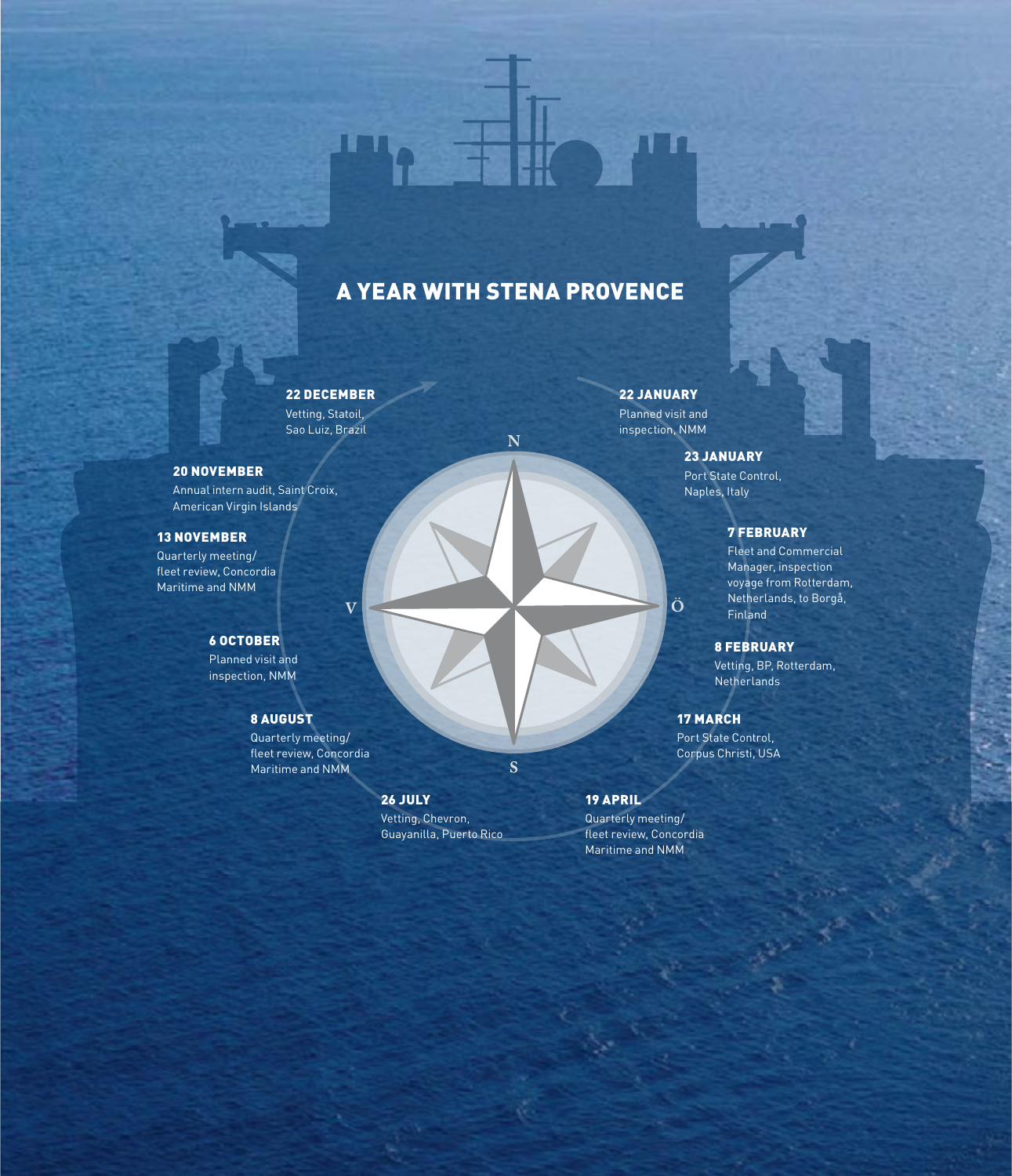## A YEAR WITH STENA PROVENCE

**22 JANUARY**
Planned visit and inspection, NMM

**23 JANUARY**
Port State Control, Naples, Italy

**7 FEBRUARY**
Fleet and Commercial Manager, inspection voyage from Rotterdam, Netherlands, to Borgå, Finland

**8 FEBRUARY**
Vetting, BP, Rotterdam, Netherlands

**17 MARCH**
Port State Control, Corpus Christi, USA

**19 APRIL**
Quarterly meeting/ fleet review, Concordia Maritime and NMM

**26 JULY**
Vetting, Chevron, Guayanilla, Puerto Rico

**8 AUGUST**
Quarterly meeting/ fleet review, Concordia Maritime and NMM

**6 OCTOBER**
Planned visit and inspection, NMM

**13 NOVEMBER**
Quarterly meeting/ fleet review, Concordia Maritime and NMM

**20 NOVEMBER**
Annual intern audit, Saint Croix, American Virgin Islands

**22 DECEMBER**
Vetting, Statoil, Sao Luiz, Brazil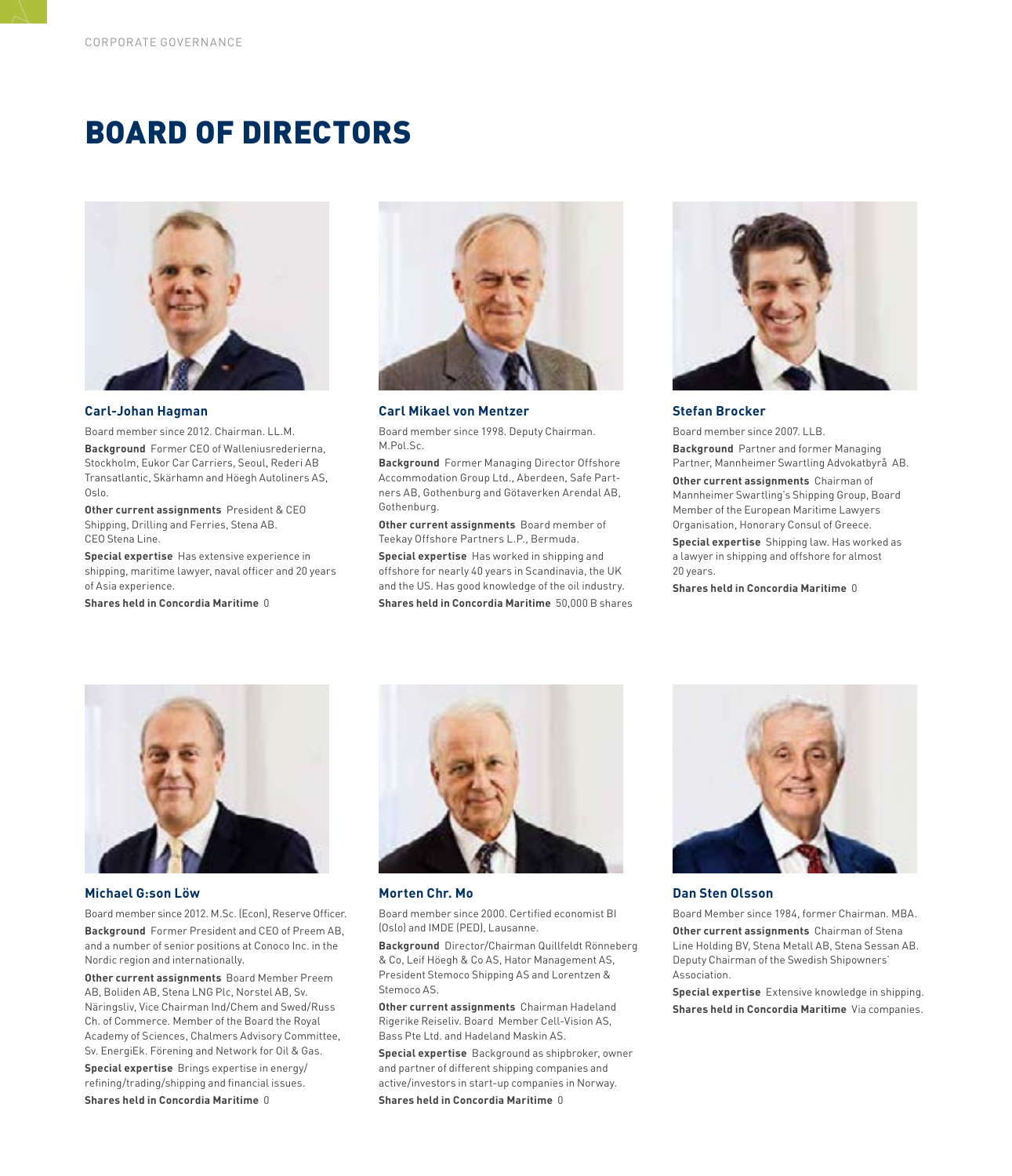# BOARD OF DIRECTORS

### Carl-Johan Hagman

Board member since 2012. Chairman. LL.M.

**Background** Former CEO of Walleniusrederierna, Stockholm, Eukor Car Carriers, Seoul, Rederi AB Transatlantic, Skärhamn and Höegh Autoliners AS, Oslo.

**Other current assignments** President & CEO Shipping, Drilling and Ferries, Stena AB. CEO Stena Line.

**Special expertise** Has extensive experience in shipping, maritime lawyer, naval officer and 20 years of Asia experience.

**Shares held in Concordia Maritime** 0

### Carl Mikael von Mentzer

Board member since 1998. Deputy Chairman. M.Pol.Sc.

**Background** Former Managing Director Offshore Accommodation Group Ltd., Aberdeen, Safe Partners AB, Gothenburg and Götaverken Arendal AB, Gothenburg.

**Other current assignments** Board member of Teekay Offshore Partners L.P., Bermuda.

**Special expertise** Has worked in shipping and offshore for nearly 40 years in Scandinavia, the UK and the US. Has good knowledge of the oil industry.

**Shares held in Concordia Maritime** 50,000 B shares

### Stefan Brocker

Board member since 2007. LLB.

**Background** Partner and former Managing Partner, Mannheimer Swartling Advokatbyrå AB.

**Other current assignments** Chairman of Mannheimer Swartling's Shipping Group, Board Member of the European Maritime Lawyers Organisation, Honorary Consul of Greece.

**Special expertise** Shipping law. Has worked as a lawyer in shipping and offshore for almost 20 years.

**Shares held in Concordia Maritime** 0

### Michael G:son Löw

Board member since 2012. M.Sc. (Econ), Reserve Officer.

**Background** Former President and CEO of Preem AB, and a number of senior positions at Conoco Inc. in the Nordic region and internationally.

**Other current assignments** Board Member Preem AB, Boliden AB, Stena LNG Plc, Norstel AB, Sv. Näringsliv, Vice Chairman Ind/Chem and Swed/Russ Ch. of Commerce. Member of the Board the Royal Academy of Sciences, Chalmers Advisory Committee, Sv. EnergiEk. Förening and Network for Oil & Gas.

**Special expertise** Brings expertise in energy/refining/trading/shipping and financial issues.

**Shares held in Concordia Maritime** 0

### Morten Chr. Mo

Board member since 2000. Certified economist BI (Oslo) and IMDE (PED), Lausanne.

**Background** Director/Chairman Quillfeldt Rönneberg & Co, Leif Höegh & Co AS, Hator Management AS, President Stemoco Shipping AS and Lorentzen & Stemoco AS.

**Other current assignments** Chairman Hadeland Rigerike Reiseliv. Board Member Cell-Vision AS, Bass Pte Ltd. and Hadeland Maskin AS.

**Special expertise** Background as shipbroker, owner and partner of different shipping companies and active/investors in start-up companies in Norway.

**Shares held in Concordia Maritime** 0

### Dan Sten Olsson

Board Member since 1984, former Chairman. MBA.

**Other current assignments** Chairman of Stena Line Holding BV, Stena Metall AB, Stena Sessan AB. Deputy Chairman of the Swedish Shipowners' Association.

**Special expertise** Extensive knowledge in shipping.

**Shares held in Concordia Maritime** Via companies.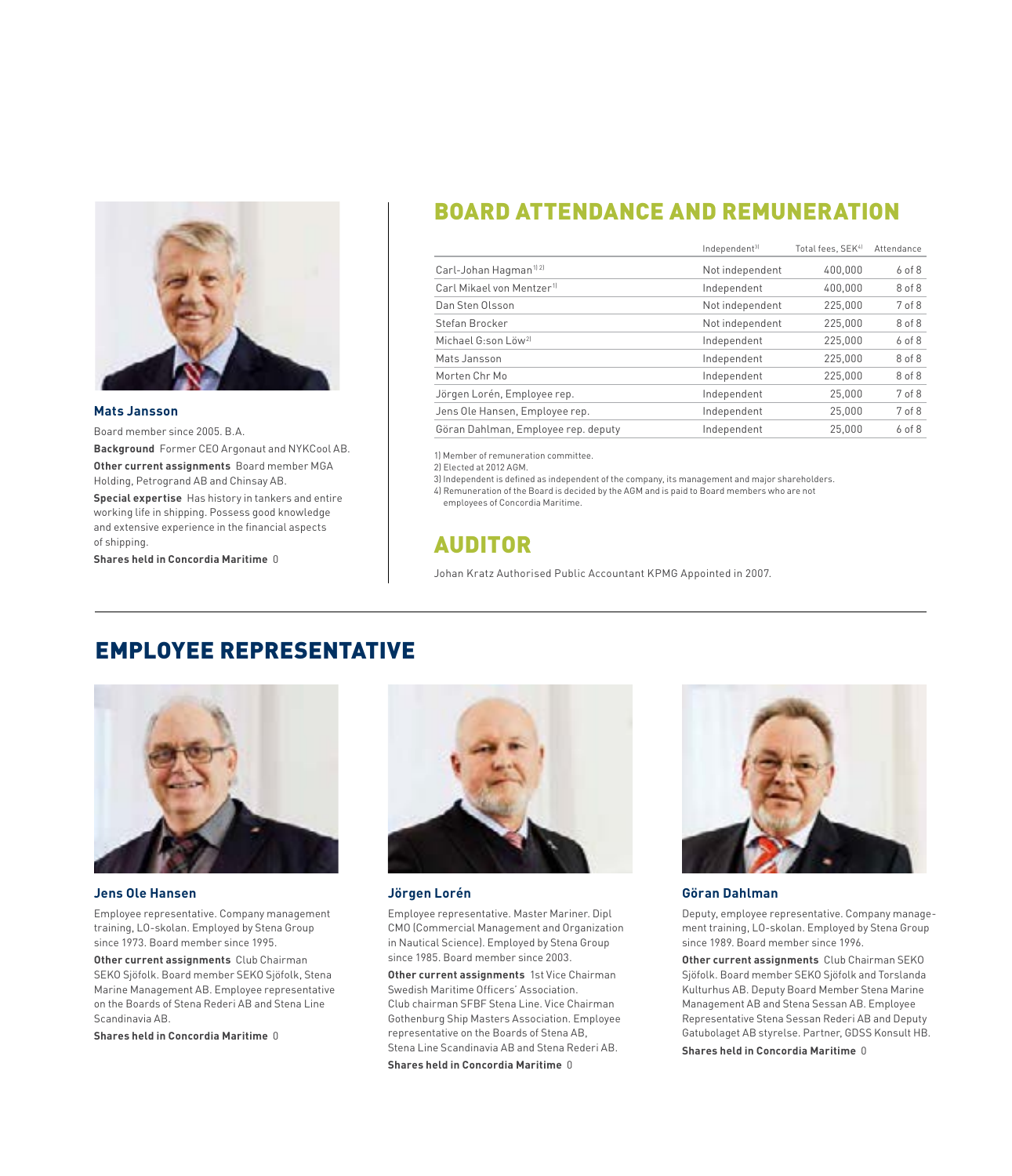**Mats Jansson**

Board member since 2005. B.A.

**Background** Former CEO Argonaut and NYKCool AB.

**Other current assignments** Board member MGA Holding, Petrogrand AB and Chinsay AB.

**Special expertise** Has history in tankers and entire working life in shipping. Possess good knowledge and extensive experience in the financial aspects of shipping.

**Shares held in Concordia Maritime** 0

## BOARD ATTENDANCE AND REMUNERATION

| | Independent[3] | Total fees, SEK[4] | Attendance |
|---|---|---|---|
| Carl-Johan Hagman[1) 2)] | Not independent | 400,000 | 6 of 8 |
| Carl Mikael von Mentzer[1)] | Independent | 400,000 | 8 of 8 |
| Dan Sten Olsson | Not independent | 225,000 | 7 of 8 |
| Stefan Brocker | Not independent | 225,000 | 8 of 8 |
| Michael G:son Löw[2)] | Independent | 225,000 | 6 of 8 |
| Mats Jansson | Independent | 225,000 | 8 of 8 |
| Morten Chr Mo | Independent | 225,000 | 8 of 8 |
| Jörgen Lorén, Employee rep. | Independent | 25,000 | 7 of 8 |
| Jens Ole Hansen, Employee rep. | Independent | 25,000 | 7 of 8 |
| Göran Dahlman, Employee rep. deputy | Independent | 25,000 | 6 of 8 |

1) Member of remuneration committee.
2) Elected at 2012 AGM.
3) Independent is defined as independent of the company, its management and major shareholders.
4) Remuneration of the Board is decided by the AGM and is paid to Board members who are not employees of Concordia Maritime.

## AUDITOR

Johan Kratz Authorised Public Accountant KPMG Appointed in 2007.

## EMPLOYEE REPRESENTATIVE

**Jens Ole Hansen**

Employee representative. Company management training, LO-skolan. Employed by Stena Group since 1973. Board member since 1995.

**Other current assignments** Club Chairman SEKO Sjöfolk. Board member SEKO Sjöfolk, Stena Marine Management AB. Employee representative on the Boards of Stena Rederi AB and Stena Line Scandinavia AB.

**Shares held in Concordia Maritime** 0

**Jörgen Lorén**

Employee representative. Master Mariner. Dipl CMO (Commercial Management and Organization in Nautical Science). Employed by Stena Group since 1985. Board member since 2003.

**Other current assignments** 1st Vice Chairman Swedish Maritime Officers' Association. Club chairman SFBF Stena Line. Vice Chairman Gothenburg Ship Masters Association. Employee representative on the Boards of Stena AB, Stena Line Scandinavia AB and Stena Rederi AB.

**Shares held in Concordia Maritime** 0

**Göran Dahlman**

Deputy, employee representative. Company management training, LO-skolan. Employed by Stena Group since 1989. Board member since 1996.

**Other current assignments** Club Chairman SEKO Sjöfolk. Board member SEKO Sjöfolk and Torslanda Kulturhus AB. Deputy Board Member Stena Marine Management AB and Stena Sessan AB. Employee Representative Stena Sessan Rederi AB and Deputy Gatubolaget AB styrelse. Partner, GDSS Konsult HB.

**Shares held in Concordia Maritime** 0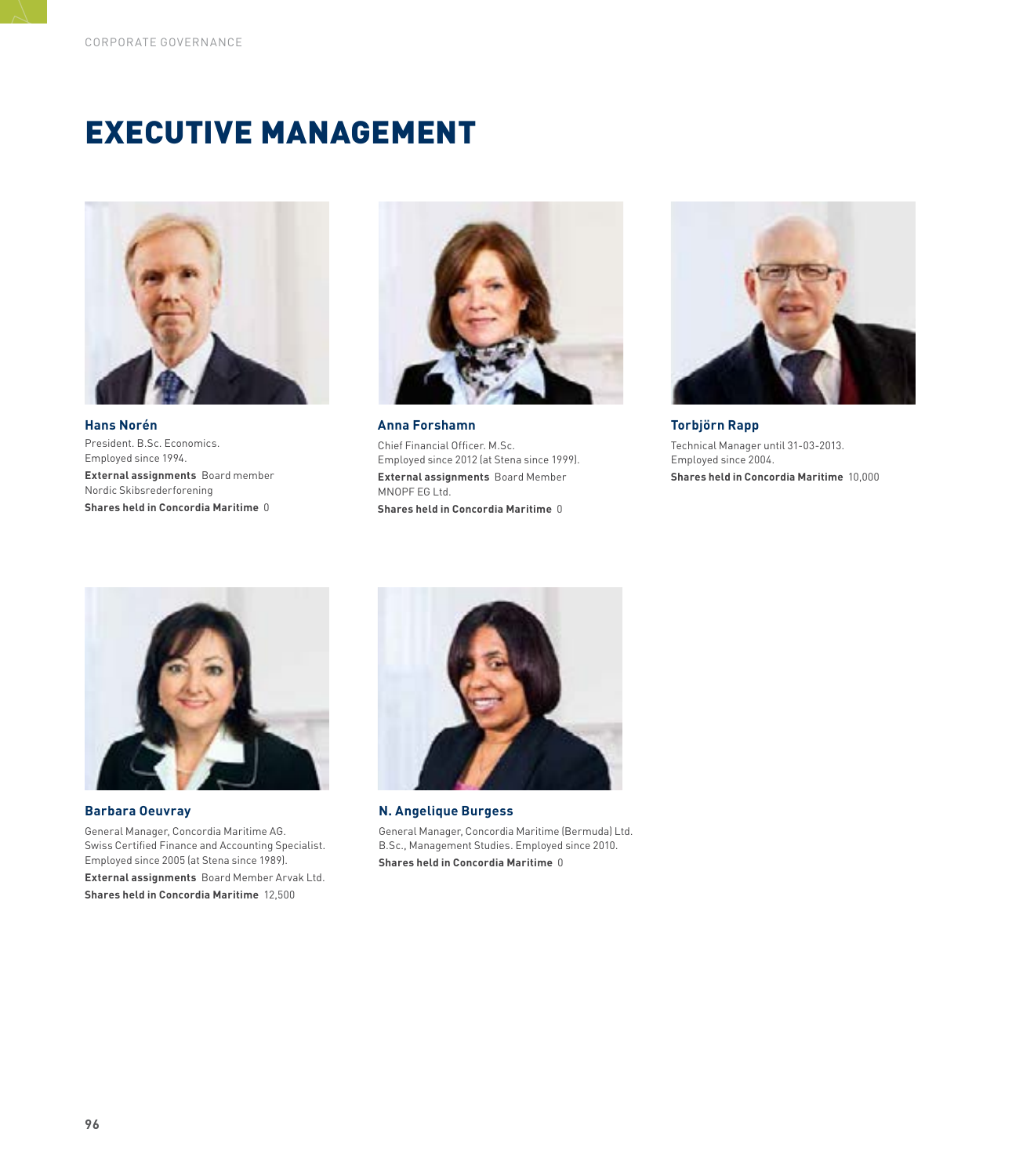# EXECUTIVE MANAGEMENT

**Hans Norén**
President. B.Sc. Economics.
Employed since 1994.
**External assignments** Board member Nordic Skibsrederforening
**Shares held in Concordia Maritime** 0

**Anna Forshamn**
Chief Financial Officer. M.Sc.
Employed since 2012 (at Stena since 1999).
**External assignments** Board Member MNOPF EG Ltd.
**Shares held in Concordia Maritime** 0

**Torbjörn Rapp**
Technical Manager until 31-03-2013.
Employed since 2004.
**Shares held in Concordia Maritime** 10,000

**Barbara Oeuvray**
General Manager, Concordia Maritime AG.
Swiss Certified Finance and Accounting Specialist.
Employed since 2005 (at Stena since 1989).
**External assignments** Board Member Arvak Ltd.
**Shares held in Concordia Maritime** 12,500

**N. Angelique Burgess**
General Manager, Concordia Maritime (Bermuda) Ltd.
B.Sc., Management Studies. Employed since 2010.
**Shares held in Concordia Maritime** 0